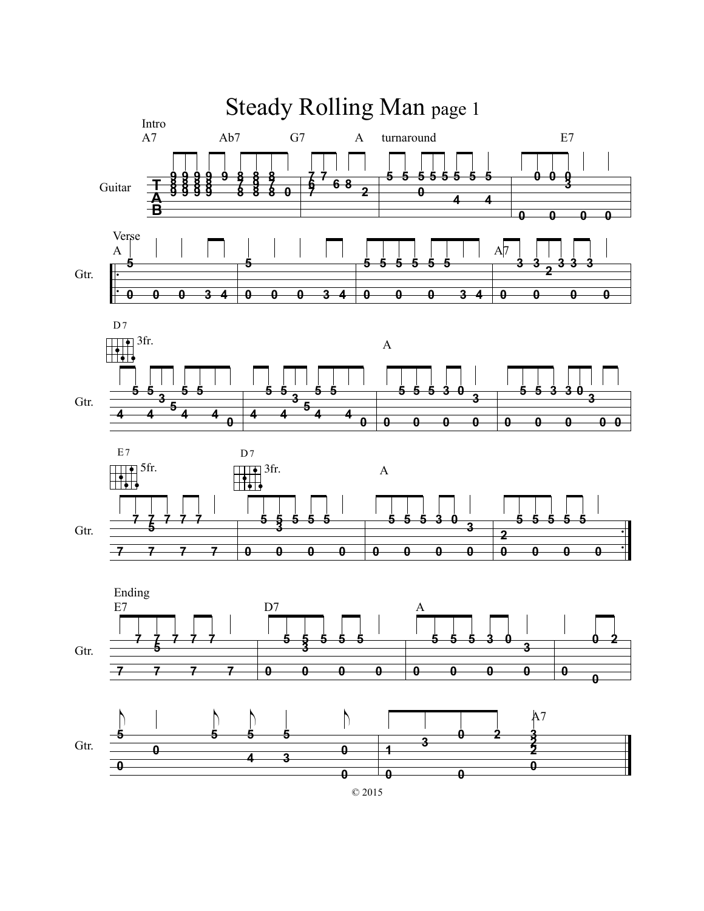# Steady Rolling Man page 1

Intro

A7 Ab7 G7 A turnaround E7

Guitar

Verse

A

Gtr.

A7

D7 3fr.

A

E7 5fr.

D7 3fr.

A

Ending

E7 D7 A

A7

© 2015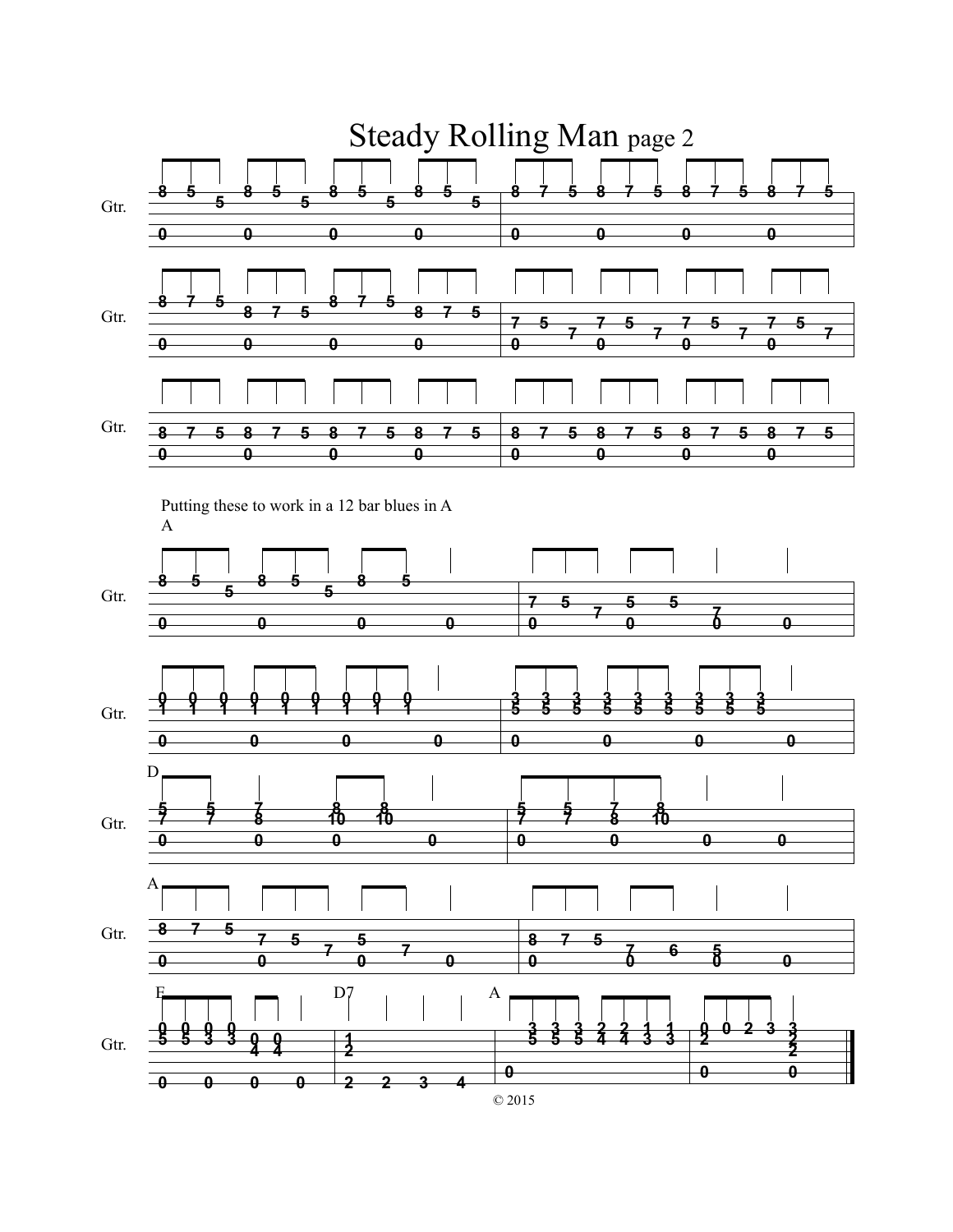# Steady Rolling Man page 2

Putting these to work in a 12 bar blues in A

A

D

A

E

D7

A

© 2015